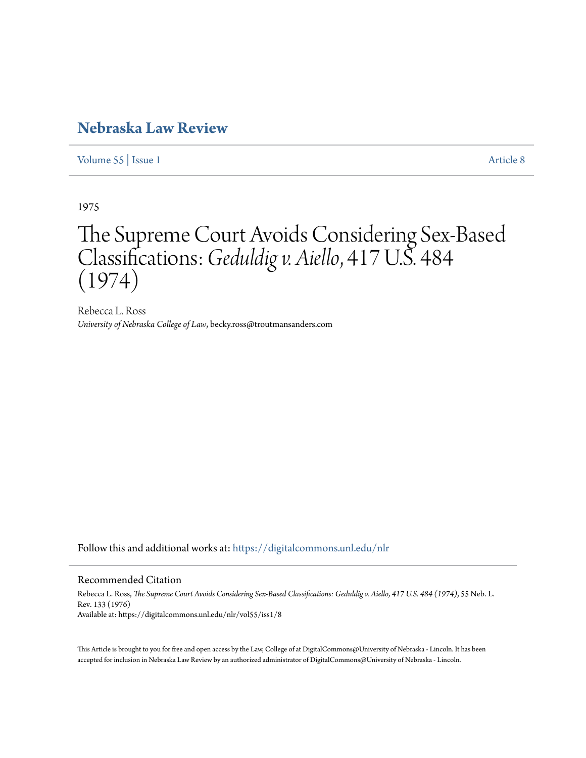# Nebraska Law Review

Volume 55 | Issue 1 Article 8

1975

# The Supreme Court Avoids Considering Sex-Based Classifications: *Geduldig v. Aiello*, 417 U.S. 484 (1974)

Rebecca L. Ross
*University of Nebraska College of Law*, becky.ross@troutmansanders.com

Follow this and additional works at: https://digitalcommons.unl.edu/nlr

## Recommended Citation

Rebecca L. Ross, *The Supreme Court Avoids Considering Sex-Based Classifications: Geduldig v. Aiello, 417 U.S. 484 (1974)*, 55 Neb. L. Rev. 133 (1976)
Available at: https://digitalcommons.unl.edu/nlr/vol55/iss1/8

This Article is brought to you for free and open access by the Law, College of at DigitalCommons@University of Nebraska - Lincoln. It has been accepted for inclusion in Nebraska Law Review by an authorized administrator of DigitalCommons@University of Nebraska - Lincoln.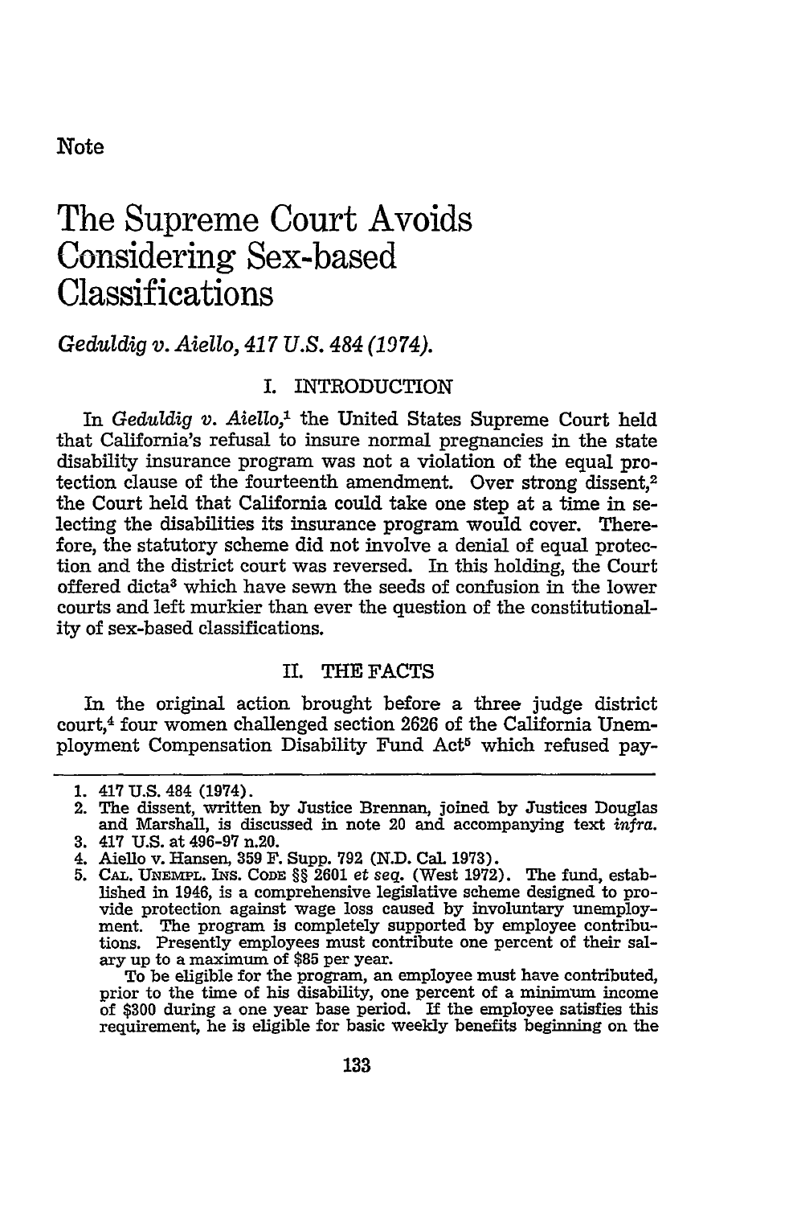Note

# The Supreme Court Avoids Considering Sex-based Classifications

*Geduldig v. Aiello, 417 U.S. 484 (1974).*

## I. INTRODUCTION

In *Geduldig v. Aiello*,[1] the United States Supreme Court held that California's refusal to insure normal pregnancies in the state disability insurance program was not a violation of the equal protection clause of the fourteenth amendment. Over strong dissent,[2] the Court held that California could take one step at a time in selecting the disabilities its insurance program would cover. Therefore, the statutory scheme did not involve a denial of equal protection and the district court was reversed. In this holding, the Court offered dicta[3] which have sewn the seeds of confusion in the lower courts and left murkier than ever the question of the constitutionality of sex-based classifications.

## II. THE FACTS

In the original action brought before a three judge district court,[4] four women challenged section 2626 of the California Unemployment Compensation Disability Fund Act[5] which refused pay-

---

1. 417 U.S. 484 (1974).
2. The dissent, written by Justice Brennan, joined by Justices Douglas and Marshall, is discussed in note 20 and accompanying text *infra*.
3. 417 U.S. at 496-97 n.20.
4. Aiello v. Hansen, 359 F. Supp. 792 (N.D. Cal. 1973).
5. CAL. UNEMPL. INS. CODE §§ 2601 *et seq.* (West 1972). The fund, established in 1946, is a comprehensive legislative scheme designed to provide protection against wage loss caused by involuntary unemployment. The program is completely supported by employee contributions. Presently employees must contribute one percent of their salary up to a maximum of $85 per year.

   To be eligible for the program, an employee must have contributed, prior to the time of his disability, one percent of a minimum income of $300 during a one year base period. If the employee satisfies this requirement, he is eligible for basic weekly benefits beginning on the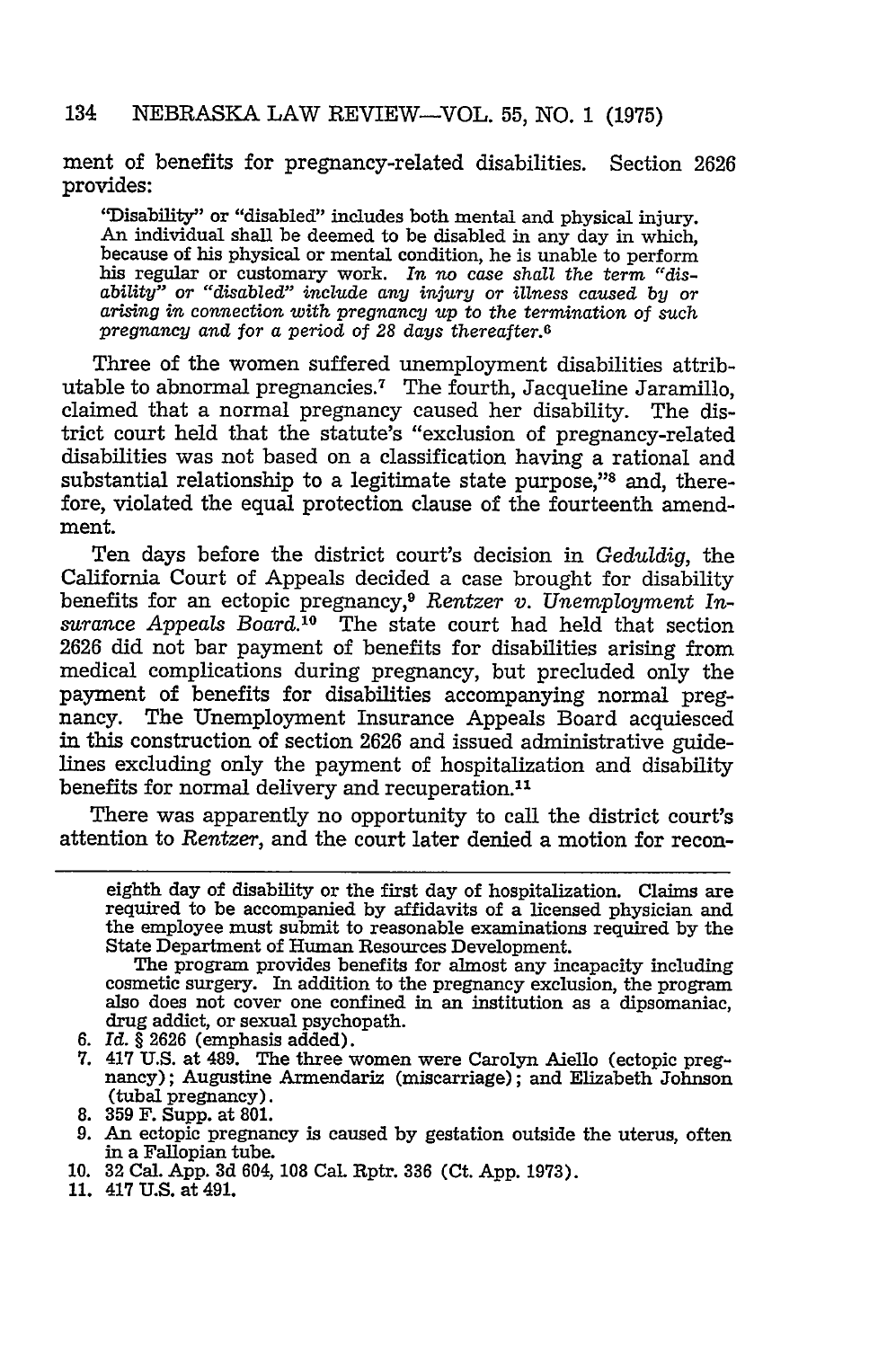ment of benefits for pregnancy-related disabilities. Section 2626 provides:

> "Disability" or "disabled" includes both mental and physical injury. An individual shall be deemed to be disabled in any day in which, because of his physical or mental condition, he is unable to perform his regular or customary work. *In no case shall the term "disability" or "disabled" include any injury or illness caused by or arising in connection with pregnancy up to the termination of such pregnancy and for a period of 28 days thereafter.*[6]

Three of the women suffered unemployment disabilities attributable to abnormal pregnancies.[7] The fourth, Jacqueline Jaramillo, claimed that a normal pregnancy caused her disability. The district court held that the statute's "exclusion of pregnancy-related disabilities was not based on a classification having a rational and substantial relationship to a legitimate state purpose,"[8] and, therefore, violated the equal protection clause of the fourteenth amendment.

Ten days before the district court's decision in *Geduldig*, the California Court of Appeals decided a case brought for disability benefits for an ectopic pregnancy,[9] *Rentzer v. Unemployment Insurance Appeals Board.*[10] The state court had held that section 2626 did not bar payment of benefits for disabilities arising from medical complications during pregnancy, but precluded only the payment of benefits for disabilities accompanying normal pregnancy. The Unemployment Insurance Appeals Board acquiesced in this construction of section 2626 and issued administrative guidelines excluding only the payment of hospitalization and disability benefits for normal delivery and recuperation.[11]

There was apparently no opportunity to call the district court's attention to *Rentzer*, and the court later denied a motion for recon-

---

eighth day of disability or the first day of hospitalization. Claims are required to be accompanied by affidavits of a licensed physician and the employee must submit to reasonable examinations required by the State Department of Human Resources Development.

The program provides benefits for almost any incapacity including cosmetic surgery. In addition to the pregnancy exclusion, the program also does not cover one confined in an institution as a dipsomaniac, drug addict, or sexual psychopath.

6. *Id.* § 2626 (emphasis added).
7. 417 U.S. at 489. The three women were Carolyn Aiello (ectopic pregnancy); Augustine Armendariz (miscarriage); and Elizabeth Johnson (tubal pregnancy).
8. 359 F. Supp. at 801.
9. An ectopic pregnancy is caused by gestation outside the uterus, often in a Fallopian tube.
10. 32 Cal. App. 3d 604, 108 Cal. Rptr. 336 (Ct. App. 1973).
11. 417 U.S. at 491.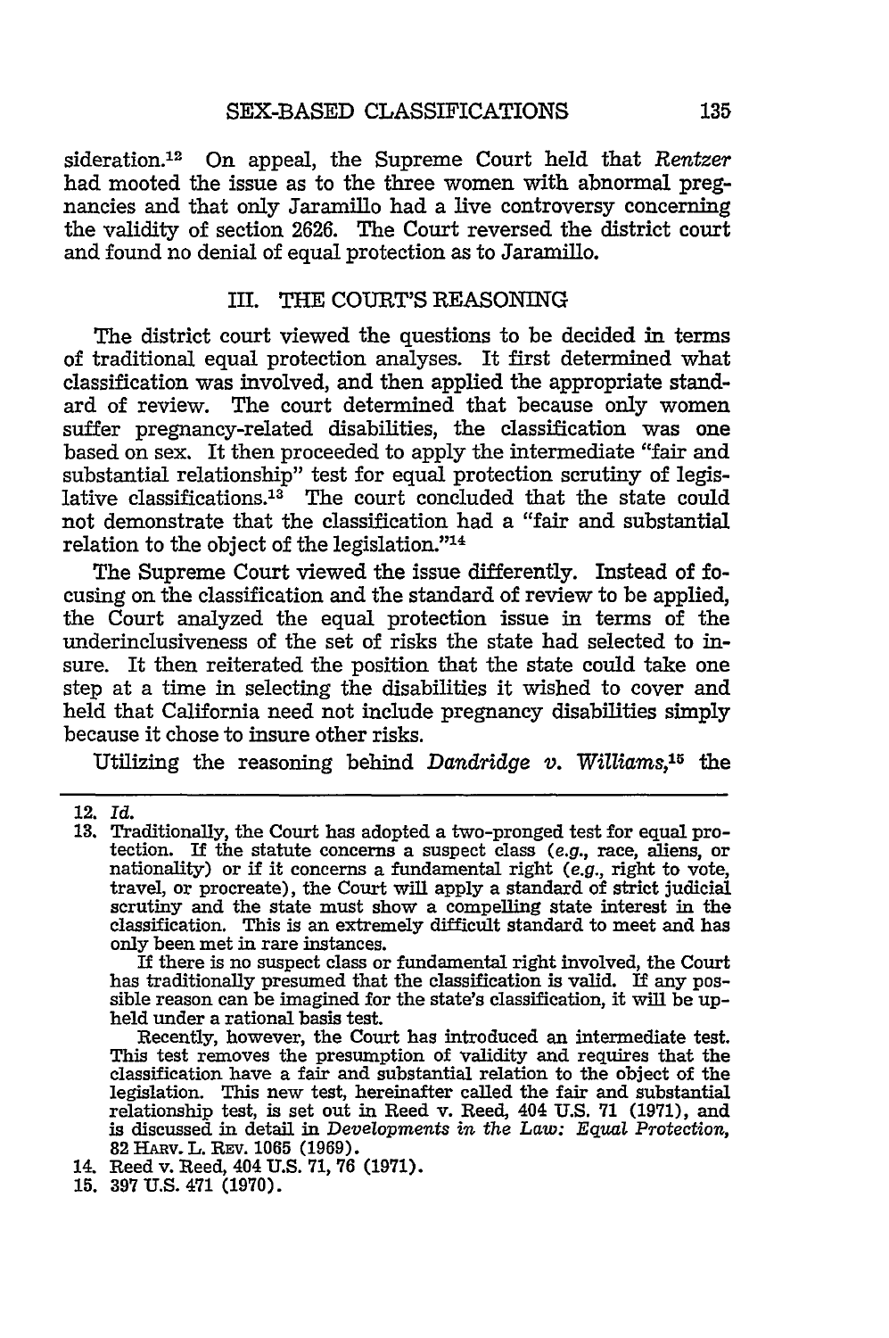sideration.[12] On appeal, the Supreme Court held that *Rentzer* had mooted the issue as to the three women with abnormal pregnancies and that only Jaramillo had a live controversy concerning the validity of section 2626. The Court reversed the district court and found no denial of equal protection as to Jaramillo.

## III. THE COURT'S REASONING

The district court viewed the questions to be decided in terms of traditional equal protection analyses. It first determined what classification was involved, and then applied the appropriate standard of review. The court determined that because only women suffer pregnancy-related disabilities, the classification was one based on sex. It then proceeded to apply the intermediate "fair and substantial relationship" test for equal protection scrutiny of legislative classifications.[13] The court concluded that the state could not demonstrate that the classification had a "fair and substantial relation to the object of the legislation."[14]

The Supreme Court viewed the issue differently. Instead of focusing on the classification and the standard of review to be applied, the Court analyzed the equal protection issue in terms of the underinclusiveness of the set of risks the state had selected to insure. It then reiterated the position that the state could take one step at a time in selecting the disabilities it wished to cover and held that California need not include pregnancy disabilities simply because it chose to insure other risks.

Utilizing the reasoning behind *Dandridge v. Williams*,[15] the

---

12. *Id.*
13. Traditionally, the Court has adopted a two-pronged test for equal protection. If the statute concerns a suspect class (*e.g.*, race, aliens, or nationality) or if it concerns a fundamental right (*e.g.*, right to vote, travel, or procreate), the Court will apply a standard of strict judicial scrutiny and the state must show a compelling state interest in the classification. This is an extremely difficult standard to meet and has only been met in rare instances.

    If there is no suspect class or fundamental right involved, the Court has traditionally presumed that the classification is valid. If any possible reason can be imagined for the state's classification, it will be upheld under a rational basis test.

    Recently, however, the Court has introduced an intermediate test. This test removes the presumption of validity and requires that the classification have a fair and substantial relation to the object of the legislation. This new test, hereinafter called the fair and substantial relationship test, is set out in Reed v. Reed, 404 U.S. 71 (1971), and is discussed in detail in *Developments in the Law: Equal Protection*, 82 HARV. L. REV. 1065 (1969).
14. Reed v. Reed, 404 U.S. 71, 76 (1971).
15. 397 U.S. 471 (1970).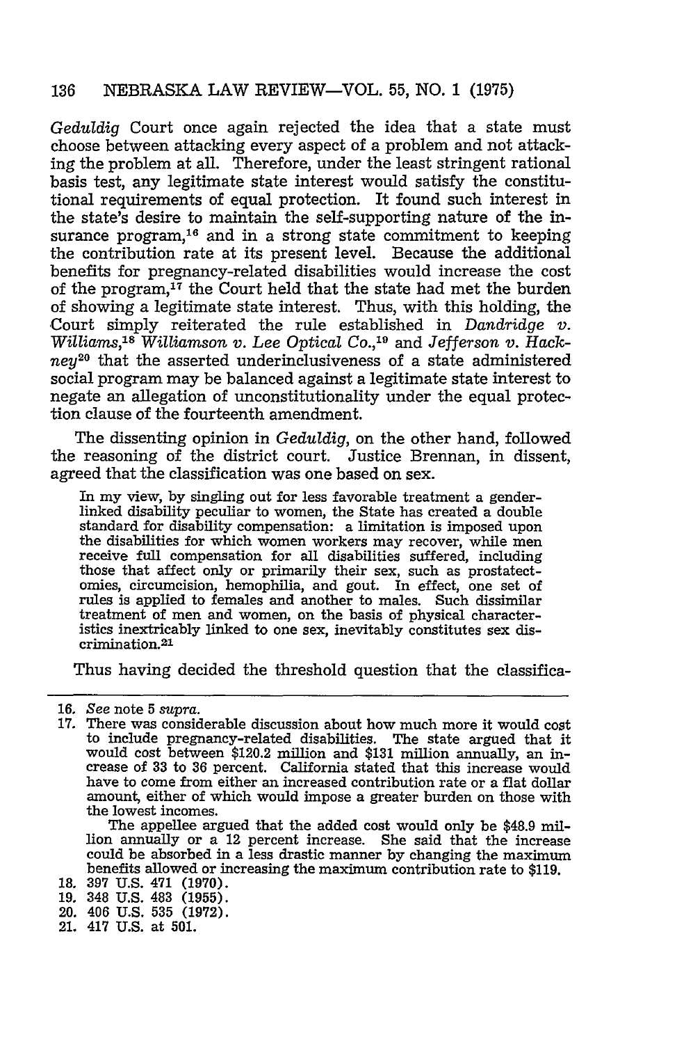*Geduldig* Court once again rejected the idea that a state must choose between attacking every aspect of a problem and not attacking the problem at all. Therefore, under the least stringent rational basis test, any legitimate state interest would satisfy the constitutional requirements of equal protection. It found such interest in the state's desire to maintain the self-supporting nature of the insurance program,[16] and in a strong state commitment to keeping the contribution rate at its present level. Because the additional benefits for pregnancy-related disabilities would increase the cost of the program,[17] the Court held that the state had met the burden of showing a legitimate state interest. Thus, with this holding, the Court simply reiterated the rule established in *Dandridge v. Williams*,[18] *Williamson v. Lee Optical Co.*,[19] and *Jefferson v. Hackney*[20] that the asserted underinclusiveness of a state administered social program may be balanced against a legitimate state interest to negate an allegation of unconstitutionality under the equal protection clause of the fourteenth amendment.

The dissenting opinion in *Geduldig*, on the other hand, followed the reasoning of the district court. Justice Brennan, in dissent, agreed that the classification was one based on sex.

> In my view, by singling out for less favorable treatment a gender-linked disability peculiar to women, the State has created a double standard for disability compensation: a limitation is imposed upon the disabilities for which women workers may recover, while men receive full compensation for all disabilities suffered, including those that affect only or primarily their sex, such as prostatectomies, circumcision, hemophilia, and gout. In effect, one set of rules is applied to females and another to males. Such dissimilar treatment of men and women, on the basis of physical characteristics inextricably linked to one sex, inevitably constitutes sex discrimination.[21]

Thus having decided the threshold question that the classifica-

---

16. *See* note 5 *supra*.
17. There was considerable discussion about how much more it would cost to include pregnancy-related disabilities. The state argued that it would cost between $120.2 million and $131 million annually, an increase of 33 to 36 percent. California stated that this increase would have to come from either an increased contribution rate or a flat dollar amount, either of which would impose a greater burden on those with the lowest incomes.

    The appellee argued that the added cost would only be $48.9 million annually or a 12 percent increase. She said that the increase could be absorbed in a less drastic manner by changing the maximum benefits allowed or increasing the maximum contribution rate to $119.
18. 397 U.S. 471 (1970).
19. 348 U.S. 483 (1955).
20. 406 U.S. 535 (1972).
21. 417 U.S. at 501.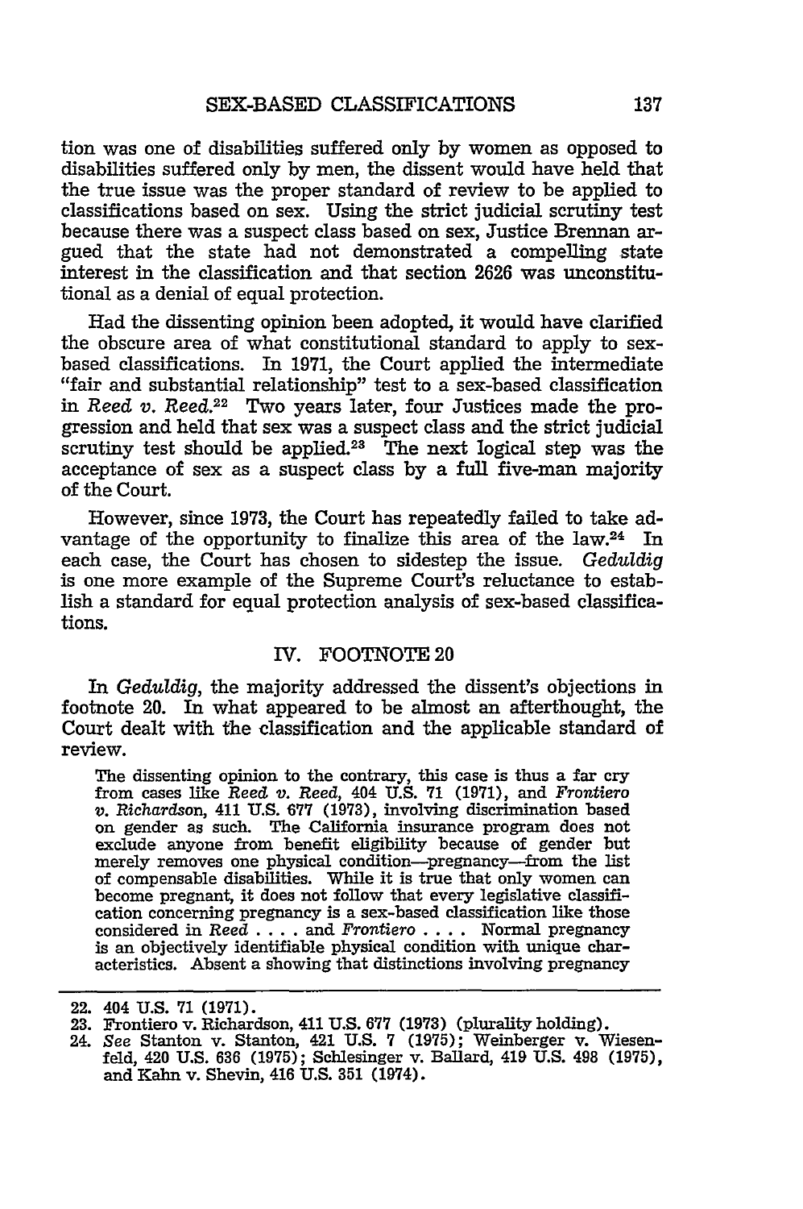tion was one of disabilities suffered only by women as opposed to disabilities suffered only by men, the dissent would have held that the true issue was the proper standard of review to be applied to classifications based on sex. Using the strict judicial scrutiny test because there was a suspect class based on sex, Justice Brennan argued that the state had not demonstrated a compelling state interest in the classification and that section 2626 was unconstitutional as a denial of equal protection.

Had the dissenting opinion been adopted, it would have clarified the obscure area of what constitutional standard to apply to sex-based classifications. In 1971, the Court applied the intermediate "fair and substantial relationship" test to a sex-based classification in *Reed v. Reed.*[22] Two years later, four Justices made the progression and held that sex was a suspect class and the strict judicial scrutiny test should be applied.[23] The next logical step was the acceptance of sex as a suspect class by a full five-man majority of the Court.

However, since 1973, the Court has repeatedly failed to take advantage of the opportunity to finalize this area of the law.[24] In each case, the Court has chosen to sidestep the issue. *Geduldig* is one more example of the Supreme Court's reluctance to establish a standard for equal protection analysis of sex-based classifications.

## IV. FOOTNOTE 20

In *Geduldig*, the majority addressed the dissent's objections in footnote 20. In what appeared to be almost an afterthought, the Court dealt with the classification and the applicable standard of review.

> The dissenting opinion to the contrary, this case is thus a far cry from cases like *Reed v. Reed*, 404 U.S. 71 (1971), and *Frontiero v. Richardson*, 411 U.S. 677 (1973), involving discrimination based on gender as such. The California insurance program does not exclude anyone from benefit eligibility because of gender but merely removes one physical condition—pregnancy—from the list of compensable disabilities. While it is true that only women can become pregnant, it does not follow that every legislative classification concerning pregnancy is a sex-based classification like those considered in *Reed* . . . . and *Frontiero* . . . . Normal pregnancy is an objectively identifiable physical condition with unique characteristics. Absent a showing that distinctions involving pregnancy

---

22. 404 U.S. 71 (1971).
23. Frontiero v. Richardson, 411 U.S. 677 (1973) (plurality holding).
24. *See* Stanton v. Stanton, 421 U.S. 7 (1975); Weinberger v. Wiesenfeld, 420 U.S. 636 (1975); Schlesinger v. Ballard, 419 U.S. 498 (1975), and Kahn v. Shevin, 416 U.S. 351 (1974).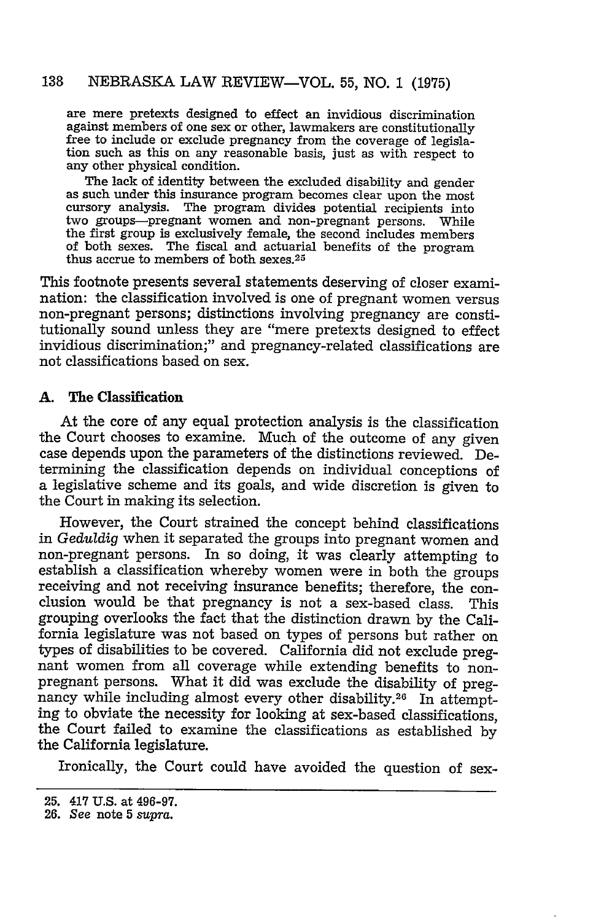are mere pretexts designed to effect an invidious discrimination against members of one sex or other, lawmakers are constitutionally free to include or exclude pregnancy from the coverage of legislation such as this on any reasonable basis, just as with respect to any other physical condition.

> The lack of identity between the excluded disability and gender as such under this insurance program becomes clear upon the most cursory analysis. The program divides potential recipients into two groups—pregnant women and non-pregnant persons. While the first group is exclusively female, the second includes members of both sexes. The fiscal and actuarial benefits of the program thus accrue to members of both sexes.[25]

This footnote presents several statements deserving of closer examination: the classification involved is one of pregnant women versus non-pregnant persons; distinctions involving pregnancy are constitutionally sound unless they are "mere pretexts designed to effect invidious discrimination;" and pregnancy-related classifications are not classifications based on sex.

### A. The Classification

At the core of any equal protection analysis is the classification the Court chooses to examine. Much of the outcome of any given case depends upon the parameters of the distinctions reviewed. Determining the classification depends on individual conceptions of a legislative scheme and its goals, and wide discretion is given to the Court in making its selection.

However, the Court strained the concept behind classifications in *Geduldig* when it separated the groups into pregnant women and non-pregnant persons. In so doing, it was clearly attempting to establish a classification whereby women were in both the groups receiving and not receiving insurance benefits; therefore, the conclusion would be that pregnancy is not a sex-based class. This grouping overlooks the fact that the distinction drawn by the California legislature was not based on types of persons but rather on types of disabilities to be covered. California did not exclude pregnant women from all coverage while extending benefits to non-pregnant persons. What it did was exclude the disability of pregnancy while including almost every other disability.[26] In attempting to obviate the necessity for looking at sex-based classifications, the Court failed to examine the classifications as established by the California legislature.

Ironically, the Court could have avoided the question of sex-

---

25. 417 U.S. at 496-97.
26. *See* note 5 *supra*.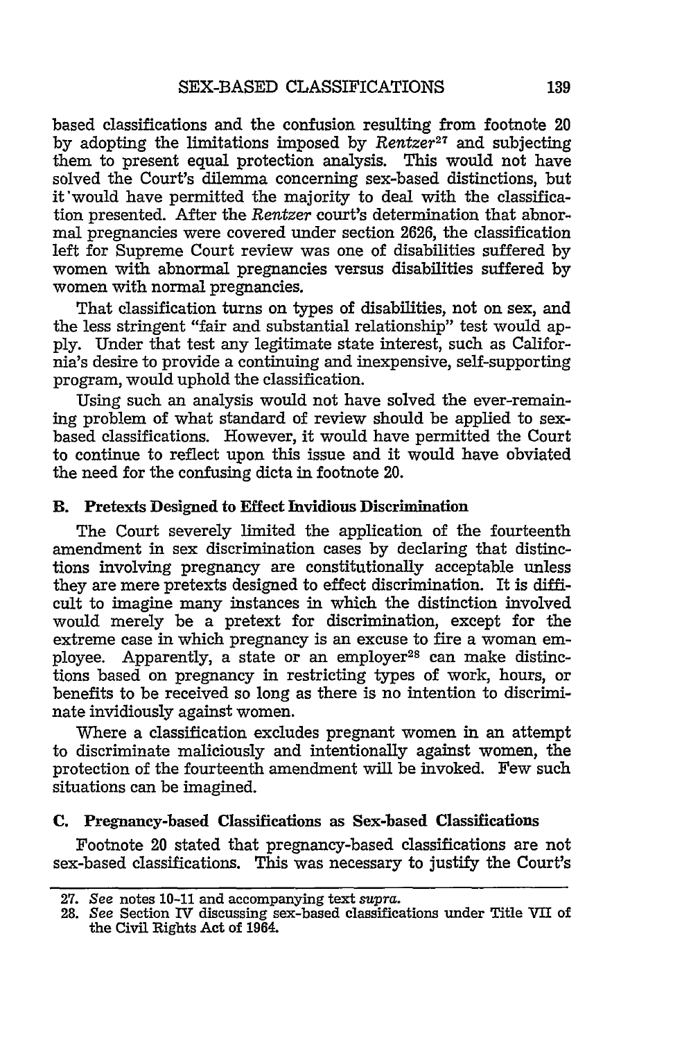based classifications and the confusion resulting from footnote 20 by adopting the limitations imposed by *Rentzer*[27] and subjecting them to present equal protection analysis. This would not have solved the Court's dilemma concerning sex-based distinctions, but it would have permitted the majority to deal with the classification presented. After the *Rentzer* court's determination that abnormal pregnancies were covered under section 2626, the classification left for Supreme Court review was one of disabilities suffered by women with abnormal pregnancies versus disabilities suffered by women with normal pregnancies.

That classification turns on types of disabilities, not on sex, and the less stringent "fair and substantial relationship" test would apply. Under that test any legitimate state interest, such as California's desire to provide a continuing and inexpensive, self-supporting program, would uphold the classification.

Using such an analysis would not have solved the ever-remaining problem of what standard of review should be applied to sex-based classifications. However, it would have permitted the Court to continue to reflect upon this issue and it would have obviated the need for the confusing dicta in footnote 20.

### B. Pretexts Designed to Effect Invidious Discrimination

The Court severely limited the application of the fourteenth amendment in sex discrimination cases by declaring that distinctions involving pregnancy are constitutionally acceptable unless they are mere pretexts designed to effect discrimination. It is difficult to imagine many instances in which the distinction involved would merely be a pretext for discrimination, except for the extreme case in which pregnancy is an excuse to fire a woman employee. Apparently, a state or an employer[28] can make distinctions based on pregnancy in restricting types of work, hours, or benefits to be received so long as there is no intention to discriminate invidiously against women.

Where a classification excludes pregnant women in an attempt to discriminate maliciously and intentionally against women, the protection of the fourteenth amendment will be invoked. Few such situations can be imagined.

### C. Pregnancy-based Classifications as Sex-based Classifications

Footnote 20 stated that pregnancy-based classifications are not sex-based classifications. This was necessary to justify the Court's

---

27. *See* notes 10-11 and accompanying text *supra*.

28. *See* Section IV discussing sex-based classifications under Title VII of the Civil Rights Act of 1964.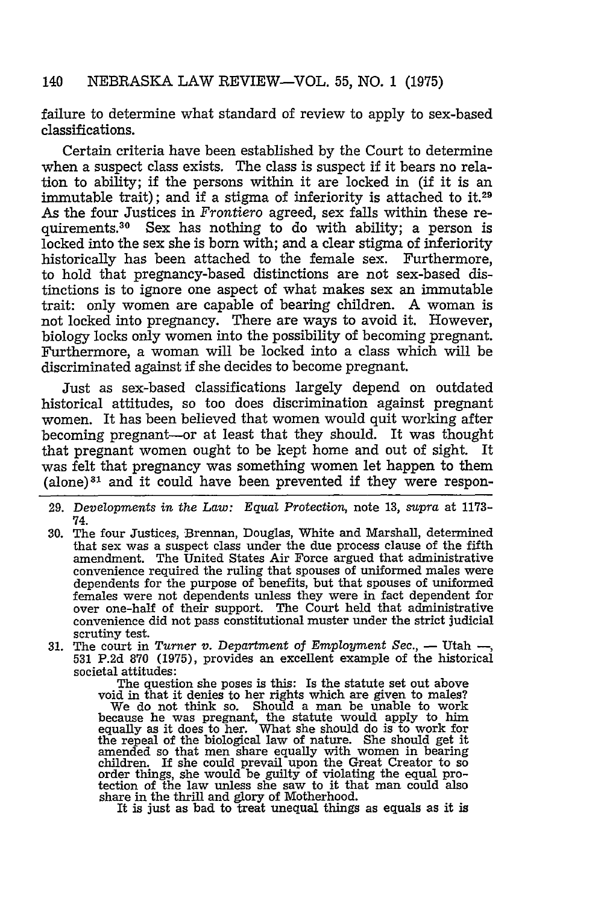failure to determine what standard of review to apply to sex-based classifications.

Certain criteria have been established by the Court to determine when a suspect class exists. The class is suspect if it bears no relation to ability; if the persons within it are locked in (if it is an immutable trait); and if a stigma of inferiority is attached to it.[29] As the four Justices in *Frontiero* agreed, sex falls within these requirements.[30] Sex has nothing to do with ability; a person is locked into the sex she is born with; and a clear stigma of inferiority historically has been attached to the female sex. Furthermore, to hold that pregnancy-based distinctions are not sex-based distinctions is to ignore one aspect of what makes sex an immutable trait: only women are capable of bearing children. A woman is not locked into pregnancy. There are ways to avoid it. However, biology locks only women into the possibility of becoming pregnant. Furthermore, a woman will be locked into a class which will be discriminated against if she decides to become pregnant.

Just as sex-based classifications largely depend on outdated historical attitudes, so too does discrimination against pregnant women. It has been believed that women would quit working after becoming pregnant—or at least that they should. It was thought that pregnant women ought to be kept home and out of sight. It was felt that pregnancy was something women let happen to them (alone)[31] and it could have been prevented if they were respon-

---

29. *Developments in the Law: Equal Protection*, note 13, *supra* at 1173-74.

30. The four Justices, Brennan, Douglas, White and Marshall, determined that sex was a suspect class under the due process clause of the fifth amendment. The United States Air Force argued that administrative convenience required the ruling that spouses of uniformed males were dependents for the purpose of benefits, but that spouses of uniformed females were not dependents unless they were in fact dependent for over one-half of their support. The Court held that administrative convenience did not pass constitutional muster under the strict judicial scrutiny test.

31. The court in *Turner v. Department of Employment Sec.*, — Utah —, 531 P.2d 870 (1975), provides an excellent example of the historical societal attitudes:

> The question she poses is this: Is the statute set out above void in that it denies to her rights which are given to males?
>
> We do not think so. Should a man be unable to work because he was pregnant, the statute would apply to him equally as it does to her. What she should do is to work for the repeal of the biological law of nature. She should get it amended so that men share equally with women in bearing children. If she could prevail upon the Great Creator to so order things, she would be guilty of violating the equal protection of the law unless she saw to it that man could also share in the thrill and glory of Motherhood.
>
> It is just as bad to treat unequal things as equals as it is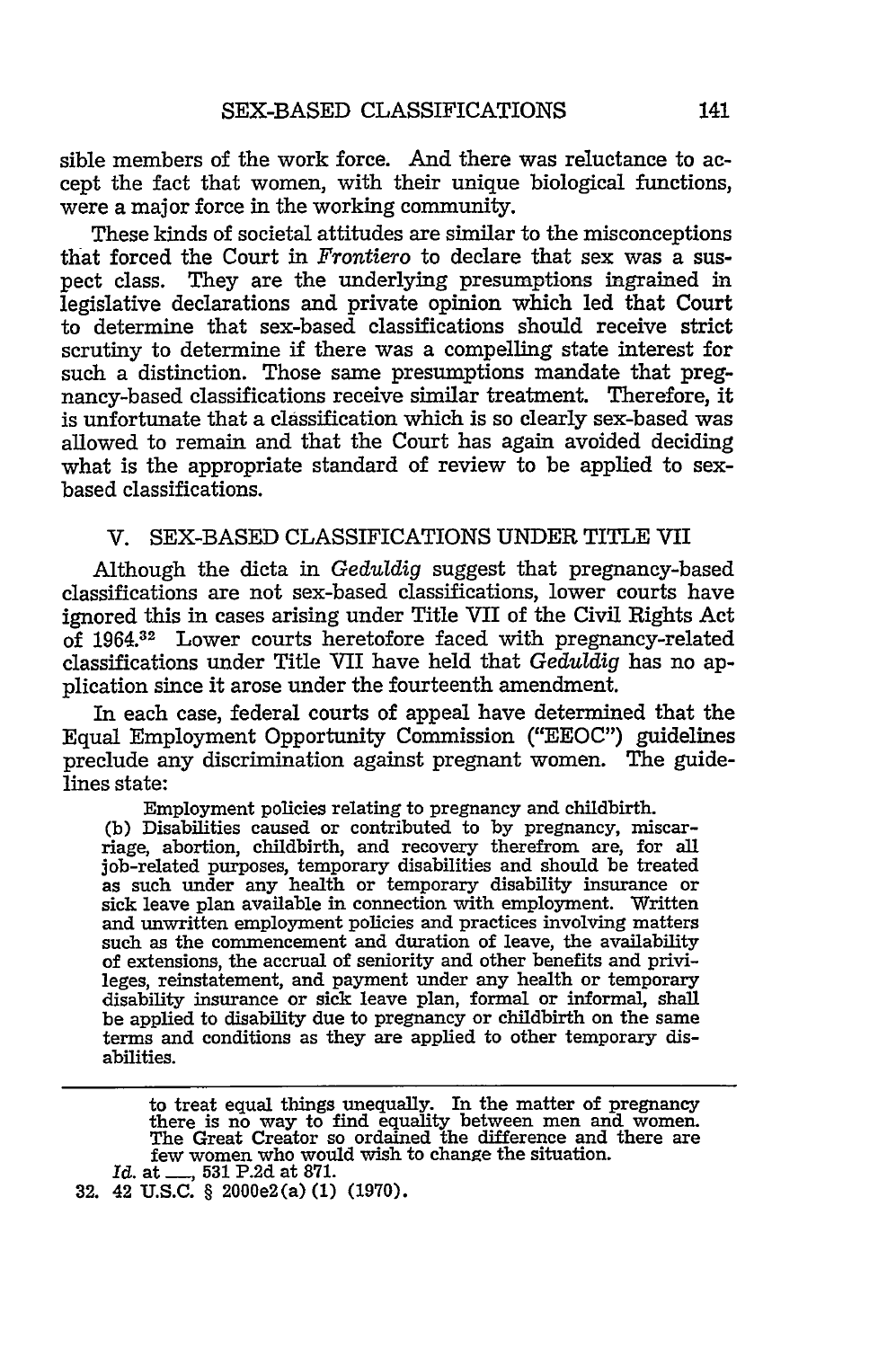sible members of the work force. And there was reluctance to accept the fact that women, with their unique biological functions, were a major force in the working community.

These kinds of societal attitudes are similar to the misconceptions that forced the Court in *Frontiero* to declare that sex was a suspect class. They are the underlying presumptions ingrained in legislative declarations and private opinion which led that Court to determine that sex-based classifications should receive strict scrutiny to determine if there was a compelling state interest for such a distinction. Those same presumptions mandate that pregnancy-based classifications receive similar treatment. Therefore, it is unfortunate that a classification which is so clearly sex-based was allowed to remain and that the Court has again avoided deciding what is the appropriate standard of review to be applied to sex-based classifications.

## V. SEX-BASED CLASSIFICATIONS UNDER TITLE VII

Although the dicta in *Geduldig* suggest that pregnancy-based classifications are not sex-based classifications, lower courts have ignored this in cases arising under Title VII of the Civil Rights Act of 1964.[32] Lower courts heretofore faced with pregnancy-related classifications under Title VII have held that *Geduldig* has no application since it arose under the fourteenth amendment.

In each case, federal courts of appeal have determined that the Equal Employment Opportunity Commission ("EEOC") guidelines preclude any discrimination against pregnant women. The guidelines state:

> Employment policies relating to pregnancy and childbirth.
> (b) Disabilities caused or contributed to by pregnancy, miscarriage, abortion, childbirth, and recovery therefrom are, for all job-related purposes, temporary disabilities and should be treated as such under any health or temporary disability insurance or sick leave plan available in connection with employment. Written and unwritten employment policies and practices involving matters such as the commencement and duration of leave, the availability of extensions, the accrual of seniority and other benefits and privileges, reinstatement, and payment under any health or temporary disability insurance or sick leave plan, formal or informal, shall be applied to disability due to pregnancy or childbirth on the same terms and conditions as they are applied to other temporary disabilities.

---

> to treat equal things unequally. In the matter of pregnancy there is no way to find equality between men and women. The Great Creator so ordained the difference and there are few women who would wish to change the situation.

*Id.* at ___, 531 P.2d at 871.

32. 42 U.S.C. § 2000e2(a)(1) (1970).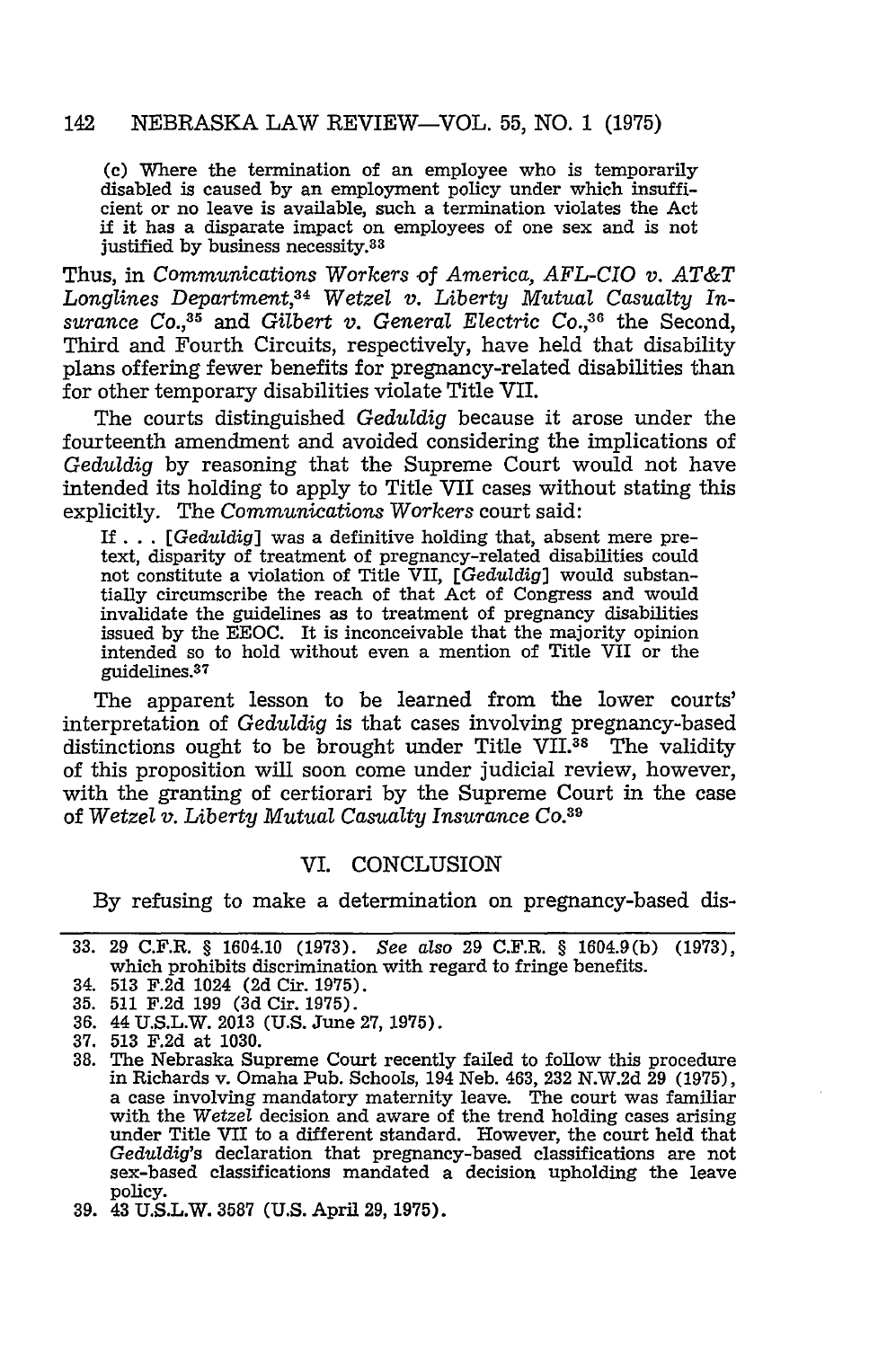(c) Where the termination of an employee who is temporarily disabled is caused by an employment policy under which insufficient or no leave is available, such a termination violates the Act if it has a disparate impact on employees of one sex and is not justified by business necessity.[33]

Thus, in *Communications Workers of America, AFL-CIO v. AT&T Longlines Department*,[34] *Wetzel v. Liberty Mutual Casualty Insurance Co.*,[35] and *Gilbert v. General Electric Co.*,[36] the Second, Third and Fourth Circuits, respectively, have held that disability plans offering fewer benefits for pregnancy-related disabilities than for other temporary disabilities violate Title VII.

The courts distinguished *Geduldig* because it arose under the fourteenth amendment and avoided considering the implications of *Geduldig* by reasoning that the Supreme Court would not have intended its holding to apply to Title VII cases without stating this explicitly. The *Communications Workers* court said:

> If . . . [*Geduldig*] was a definitive holding that, absent mere pretext, disparity of treatment of pregnancy-related disabilities could not constitute a violation of Title VII, [*Geduldig*] would substantially circumscribe the reach of that Act of Congress and would invalidate the guidelines as to treatment of pregnancy disabilities issued by the EEOC. It is inconceivable that the majority opinion intended so to hold without even a mention of Title VII or the guidelines.[37]

The apparent lesson to be learned from the lower courts' interpretation of *Geduldig* is that cases involving pregnancy-based distinctions ought to be brought under Title VII.[38] The validity of this proposition will soon come under judicial review, however, with the granting of certiorari by the Supreme Court in the case of *Wetzel v. Liberty Mutual Casualty Insurance Co.*[39]

## VI. CONCLUSION

By refusing to make a determination on pregnancy-based dis-

---

33. 29 C.F.R. § 1604.10 (1973). *See also* 29 C.F.R. § 1604.9(b) (1973), which prohibits discrimination with regard to fringe benefits.
34. 513 F.2d 1024 (2d Cir. 1975).
35. 511 F.2d 199 (3d Cir. 1975).
36. 44 U.S.L.W. 2013 (U.S. June 27, 1975).
37. 513 F.2d at 1030.
38. The Nebraska Supreme Court recently failed to follow this procedure in Richards v. Omaha Pub. Schools, 194 Neb. 463, 232 N.W.2d 29 (1975), a case involving mandatory maternity leave. The court was familiar with the *Wetzel* decision and aware of the trend holding cases arising under Title VII to a different standard. However, the court held that *Geduldig's* declaration that pregnancy-based classifications are not sex-based classifications mandated a decision upholding the leave policy.
39. 43 U.S.L.W. 3587 (U.S. April 29, 1975).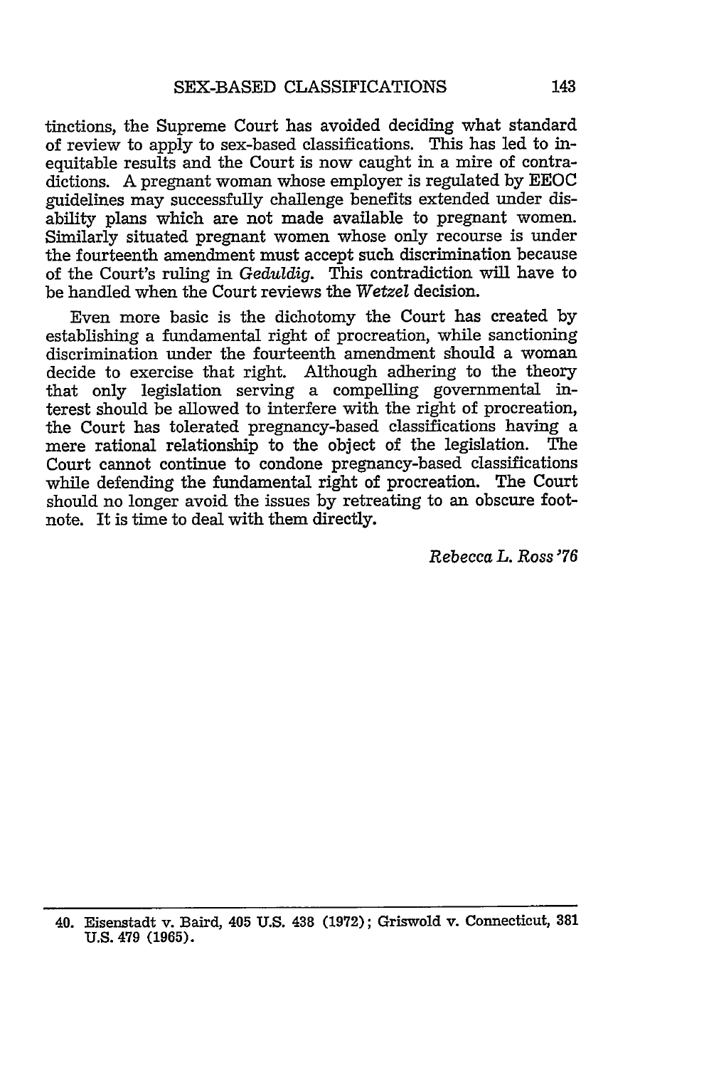tinctions, the Supreme Court has avoided deciding what standard of review to apply to sex-based classifications. This has led to inequitable results and the Court is now caught in a mire of contradictions. A pregnant woman whose employer is regulated by EEOC guidelines may successfully challenge benefits extended under disability plans which are not made available to pregnant women. Similarly situated pregnant women whose only recourse is under the fourteenth amendment must accept such discrimination because of the Court's ruling in *Geduldig*. This contradiction will have to be handled when the Court reviews the *Wetzel* decision.

Even more basic is the dichotomy the Court has created by establishing a fundamental right of procreation, while sanctioning discrimination under the fourteenth amendment should a woman decide to exercise that right. Although adhering to the theory that only legislation serving a compelling governmental interest should be allowed to interfere with the right of procreation, the Court has tolerated pregnancy-based classifications having a mere rational relationship to the object of the legislation. The Court cannot continue to condone pregnancy-based classifications while defending the fundamental right of procreation. The Court should no longer avoid the issues by retreating to an obscure footnote. It is time to deal with them directly.

*Rebecca L. Ross '76*

---

40. Eisenstadt v. Baird, 405 U.S. 438 (1972); Griswold v. Connecticut, 381 U.S. 479 (1965).